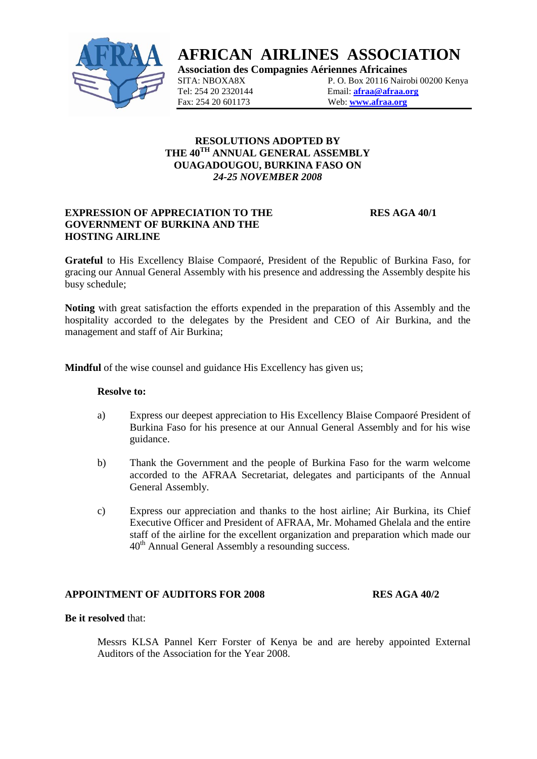# AFRICAN AIRLINES ASSOCIATION

**Association des Compagnies Aériennes Africaines**

SITA: NBOXA8X
Tel: 254 20 2320144
Fax: 254 20 601173

P. O. Box 20116 Nairobi 00200 Kenya
Email: **afraa@afraa.org**
Web: **www.afraa.org**

## RESOLUTIONS ADOPTED BY THE 40TH ANNUAL GENERAL ASSEMBLY OUAGADOUGOU, BURKINA FASO ON *24-25 NOVEMBER 2008*

### EXPRESSION OF APPRECIATION TO THE GOVERNMENT OF BURKINA AND THE HOSTING AIRLINE — RES AGA 40/1

**Grateful** to His Excellency Blaise Compaoré, President of the Republic of Burkina Faso, for gracing our Annual General Assembly with his presence and addressing the Assembly despite his busy schedule;

**Noting** with great satisfaction the efforts expended in the preparation of this Assembly and the hospitality accorded to the delegates by the President and CEO of Air Burkina, and the management and staff of Air Burkina;

**Mindful** of the wise counsel and guidance His Excellency has given us;

**Resolve to:**

a) Express our deepest appreciation to His Excellency Blaise Compaoré President of Burkina Faso for his presence at our Annual General Assembly and for his wise guidance.

b) Thank the Government and the people of Burkina Faso for the warm welcome accorded to the AFRAA Secretariat, delegates and participants of the Annual General Assembly.

c) Express our appreciation and thanks to the host airline; Air Burkina, its Chief Executive Officer and President of AFRAA, Mr. Mohamed Ghelala and the entire staff of the airline for the excellent organization and preparation which made our 40th Annual General Assembly a resounding success.

### APPOINTMENT OF AUDITORS FOR 2008 — RES AGA 40/2

**Be it resolved** that:

Messrs KLSA Pannel Kerr Forster of Kenya be and are hereby appointed External Auditors of the Association for the Year 2008.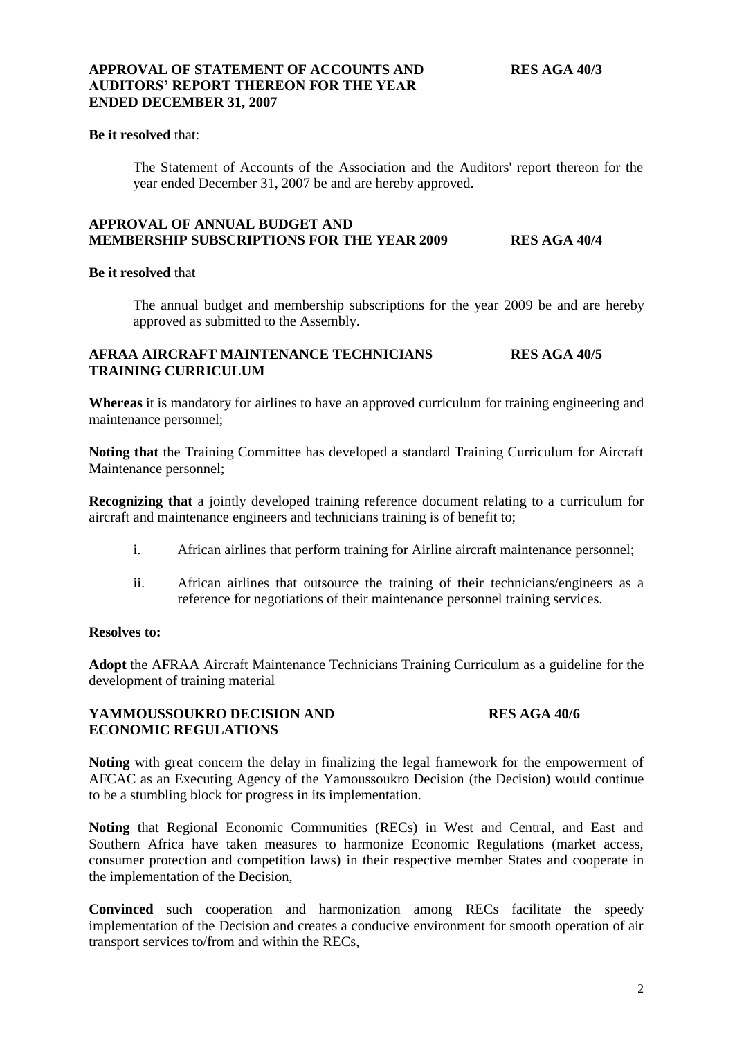**APPROVAL OF STATEMENT OF ACCOUNTS AND AUDITORS' REPORT THEREON FOR THE YEAR ENDED DECEMBER 31, 2007** **RES AGA 40/3**

**Be it resolved** that:

The Statement of Accounts of the Association and the Auditors' report thereon for the year ended December 31, 2007 be and are hereby approved.

**APPROVAL OF ANNUAL BUDGET AND MEMBERSHIP SUBSCRIPTIONS FOR THE YEAR 2009** **RES AGA 40/4**

**Be it resolved** that

The annual budget and membership subscriptions for the year 2009 be and are hereby approved as submitted to the Assembly.

**AFRAA AIRCRAFT MAINTENANCE TECHNICIANS TRAINING CURRICULUM** **RES AGA 40/5**

**Whereas** it is mandatory for airlines to have an approved curriculum for training engineering and maintenance personnel;

**Noting that** the Training Committee has developed a standard Training Curriculum for Aircraft Maintenance personnel;

**Recognizing that** a jointly developed training reference document relating to a curriculum for aircraft and maintenance engineers and technicians training is of benefit to;

i. African airlines that perform training for Airline aircraft maintenance personnel;

ii. African airlines that outsource the training of their technicians/engineers as a reference for negotiations of their maintenance personnel training services.

**Resolves to:**

**Adopt** the AFRAA Aircraft Maintenance Technicians Training Curriculum as a guideline for the development of training material

**YAMMOUSSOUKRO DECISION AND ECONOMIC REGULATIONS** **RES AGA 40/6**

**Noting** with great concern the delay in finalizing the legal framework for the empowerment of AFCAC as an Executing Agency of the Yamoussoukro Decision (the Decision) would continue to be a stumbling block for progress in its implementation.

**Noting** that Regional Economic Communities (RECs) in West and Central, and East and Southern Africa have taken measures to harmonize Economic Regulations (market access, consumer protection and competition laws) in their respective member States and cooperate in the implementation of the Decision,

**Convinced** such cooperation and harmonization among RECs facilitate the speedy implementation of the Decision and creates a conducive environment for smooth operation of air transport services to/from and within the RECs,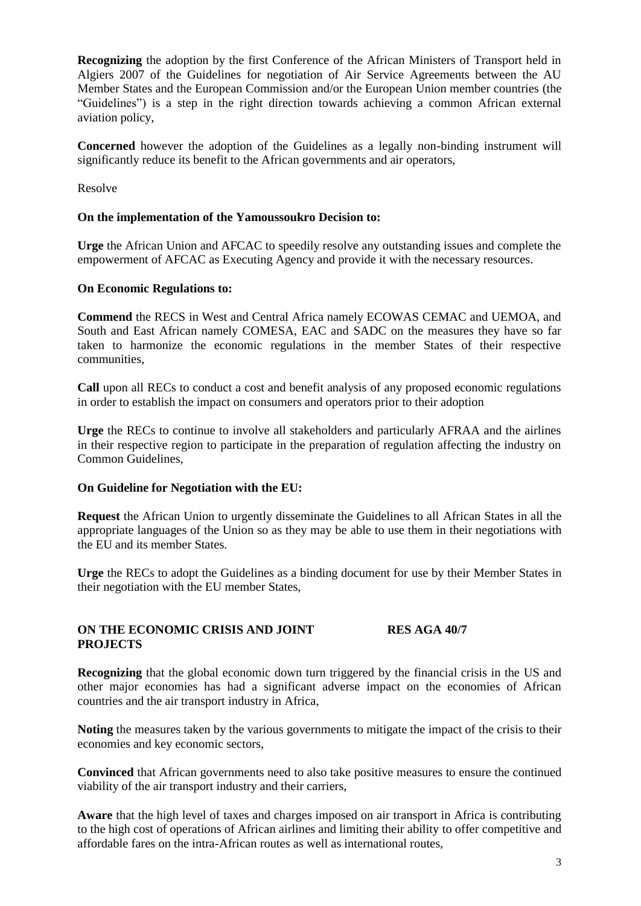**Recognizing** the adoption by the first Conference of the African Ministers of Transport held in Algiers 2007 of the Guidelines for negotiation of Air Service Agreements between the AU Member States and the European Commission and/or the European Union member countries (the "Guidelines") is a step in the right direction towards achieving a common African external aviation policy,

**Concerned** however the adoption of the Guidelines as a legally non-binding instrument will significantly reduce its benefit to the African governments and air operators,

Resolve

**On the implementation of the Yamoussoukro Decision to:**

**Urge** the African Union and AFCAC to speedily resolve any outstanding issues and complete the empowerment of AFCAC as Executing Agency and provide it with the necessary resources.

**On Economic Regulations to:**

**Commend** the RECS in West and Central Africa namely ECOWAS CEMAC and UEMOA, and South and East African namely COMESA, EAC and SADC on the measures they have so far taken to harmonize the economic regulations in the member States of their respective communities,

**Call** upon all RECs to conduct a cost and benefit analysis of any proposed economic regulations in order to establish the impact on consumers and operators prior to their adoption

**Urge** the RECs to continue to involve all stakeholders and particularly AFRAA and the airlines in their respective region to participate in the preparation of regulation affecting the industry on Common Guidelines,

**On Guideline for Negotiation with the EU:**

**Request** the African Union to urgently disseminate the Guidelines to all African States in all the appropriate languages of the Union so as they may be able to use them in their negotiations with the EU and its member States.

**Urge** the RECs to adopt the Guidelines as a binding document for use by their Member States in their negotiation with the EU member States,

## ON THE ECONOMIC CRISIS AND JOINT PROJECTS — RES AGA 40/7

**Recognizing** that the global economic down turn triggered by the financial crisis in the US and other major economies has had a significant adverse impact on the economies of African countries and the air transport industry in Africa,

**Noting** the measures taken by the various governments to mitigate the impact of the crisis to their economies and key economic sectors,

**Convinced** that African governments need to also take positive measures to ensure the continued viability of the air transport industry and their carriers,

**Aware** that the high level of taxes and charges imposed on air transport in Africa is contributing to the high cost of operations of African airlines and limiting their ability to offer competitive and affordable fares on the intra-African routes as well as international routes,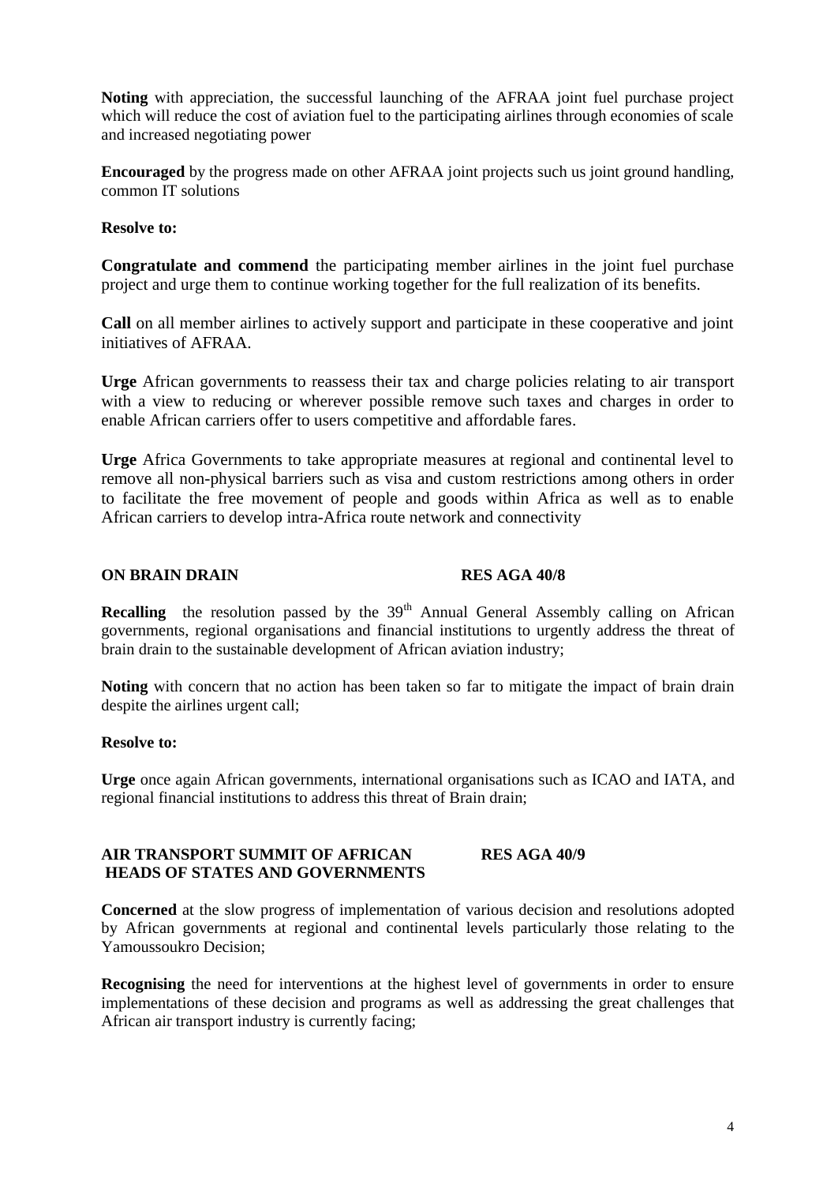**Noting** with appreciation, the successful launching of the AFRAA joint fuel purchase project which will reduce the cost of aviation fuel to the participating airlines through economies of scale and increased negotiating power

**Encouraged** by the progress made on other AFRAA joint projects such us joint ground handling, common IT solutions

**Resolve to:**

**Congratulate and commend** the participating member airlines in the joint fuel purchase project and urge them to continue working together for the full realization of its benefits.

**Call** on all member airlines to actively support and participate in these cooperative and joint initiatives of AFRAA.

**Urge** African governments to reassess their tax and charge policies relating to air transport with a view to reducing or wherever possible remove such taxes and charges in order to enable African carriers offer to users competitive and affordable fares.

**Urge** Africa Governments to take appropriate measures at regional and continental level to remove all non-physical barriers such as visa and custom restrictions among others in order to facilitate the free movement of people and goods within Africa as well as to enable African carriers to develop intra-Africa route network and connectivity

**ON BRAIN DRAIN RES AGA 40/8**

**Recalling** the resolution passed by the 39th Annual General Assembly calling on African governments, regional organisations and financial institutions to urgently address the threat of brain drain to the sustainable development of African aviation industry;

**Noting** with concern that no action has been taken so far to mitigate the impact of brain drain despite the airlines urgent call;

**Resolve to:**

**Urge** once again African governments, international organisations such as ICAO and IATA, and regional financial institutions to address this threat of Brain drain;

**AIR TRANSPORT SUMMIT OF AFRICAN HEADS OF STATES AND GOVERNMENTS RES AGA 40/9**

**Concerned** at the slow progress of implementation of various decision and resolutions adopted by African governments at regional and continental levels particularly those relating to the Yamoussoukro Decision;

**Recognising** the need for interventions at the highest level of governments in order to ensure implementations of these decision and programs as well as addressing the great challenges that African air transport industry is currently facing;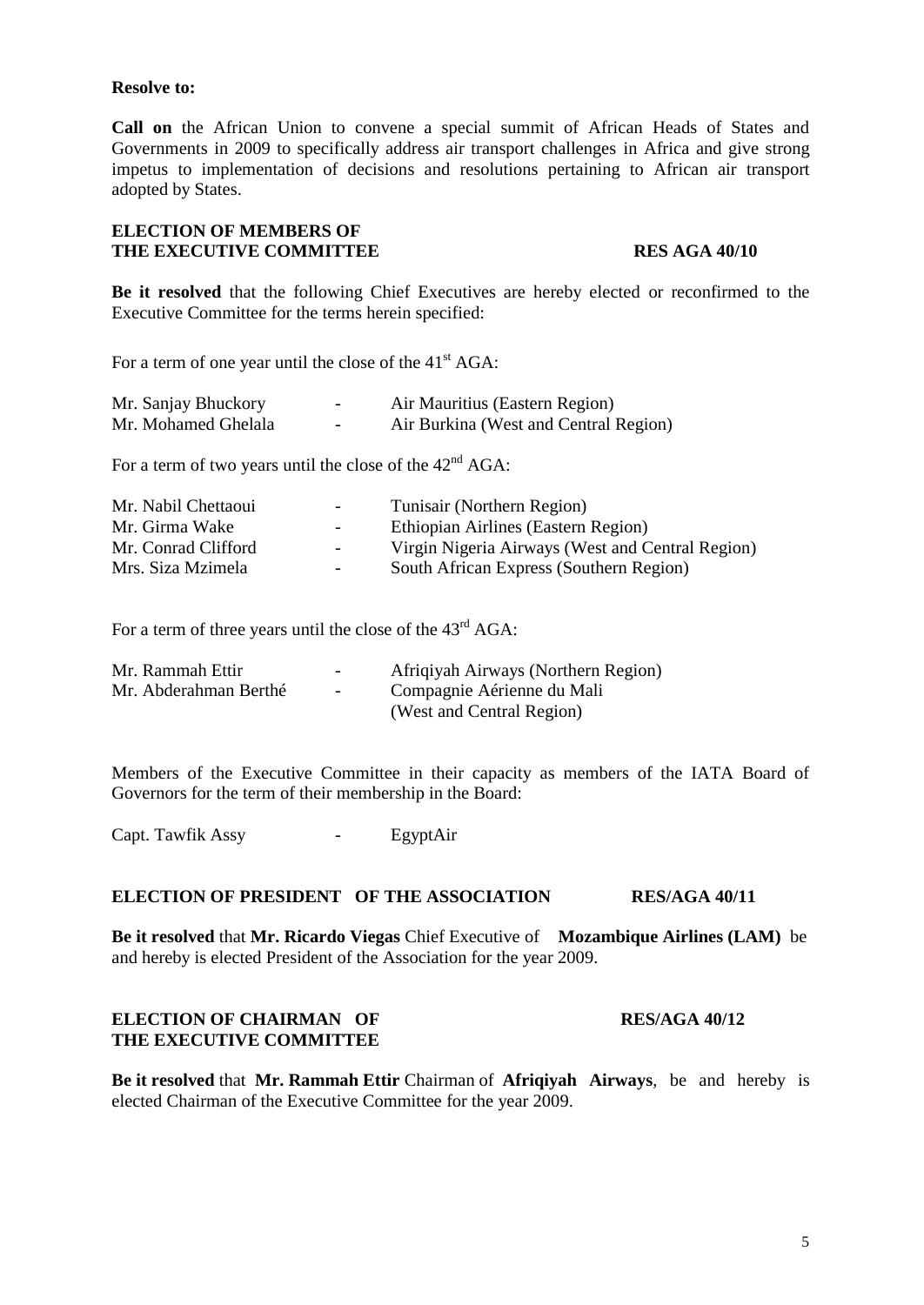**Resolve to:**

**Call on** the African Union to convene a special summit of African Heads of States and Governments in 2009 to specifically address air transport challenges in Africa and give strong impetus to implementation of decisions and resolutions pertaining to African air transport adopted by States.

**ELECTION OF MEMBERS OF THE EXECUTIVE COMMITTEE** **RES AGA 40/10**

**Be it resolved** that the following Chief Executives are hereby elected or reconfirmed to the Executive Committee for the terms herein specified:

For a term of one year until the close of the 41st AGA:

Mr. Sanjay Bhuckory - Air Mauritius (Eastern Region)
Mr. Mohamed Ghelala - Air Burkina (West and Central Region)

For a term of two years until the close of the 42nd AGA:

Mr. Nabil Chettaoui - Tunisair (Northern Region)
Mr. Girma Wake - Ethiopian Airlines (Eastern Region)
Mr. Conrad Clifford - Virgin Nigeria Airways (West and Central Region)
Mrs. Siza Mzimela - South African Express (Southern Region)

For a term of three years until the close of the 43rd AGA:

Mr. Rammah Ettir - Afriqiyah Airways (Northern Region)
Mr. Abderahman Berthé - Compagnie Aérienne du Mali (West and Central Region)

Members of the Executive Committee in their capacity as members of the IATA Board of Governors for the term of their membership in the Board:

Capt. Tawfik Assy - EgyptAir

**ELECTION OF PRESIDENT OF THE ASSOCIATION** **RES/AGA 40/11**

**Be it resolved** that **Mr. Ricardo Viegas** Chief Executive of **Mozambique Airlines (LAM)** be and hereby is elected President of the Association for the year 2009.

**ELECTION OF CHAIRMAN OF THE EXECUTIVE COMMITTEE** **RES/AGA 40/12**

**Be it resolved** that **Mr. Rammah Ettir** Chairman of **Afriqiyah Airways**, be and hereby is elected Chairman of the Executive Committee for the year 2009.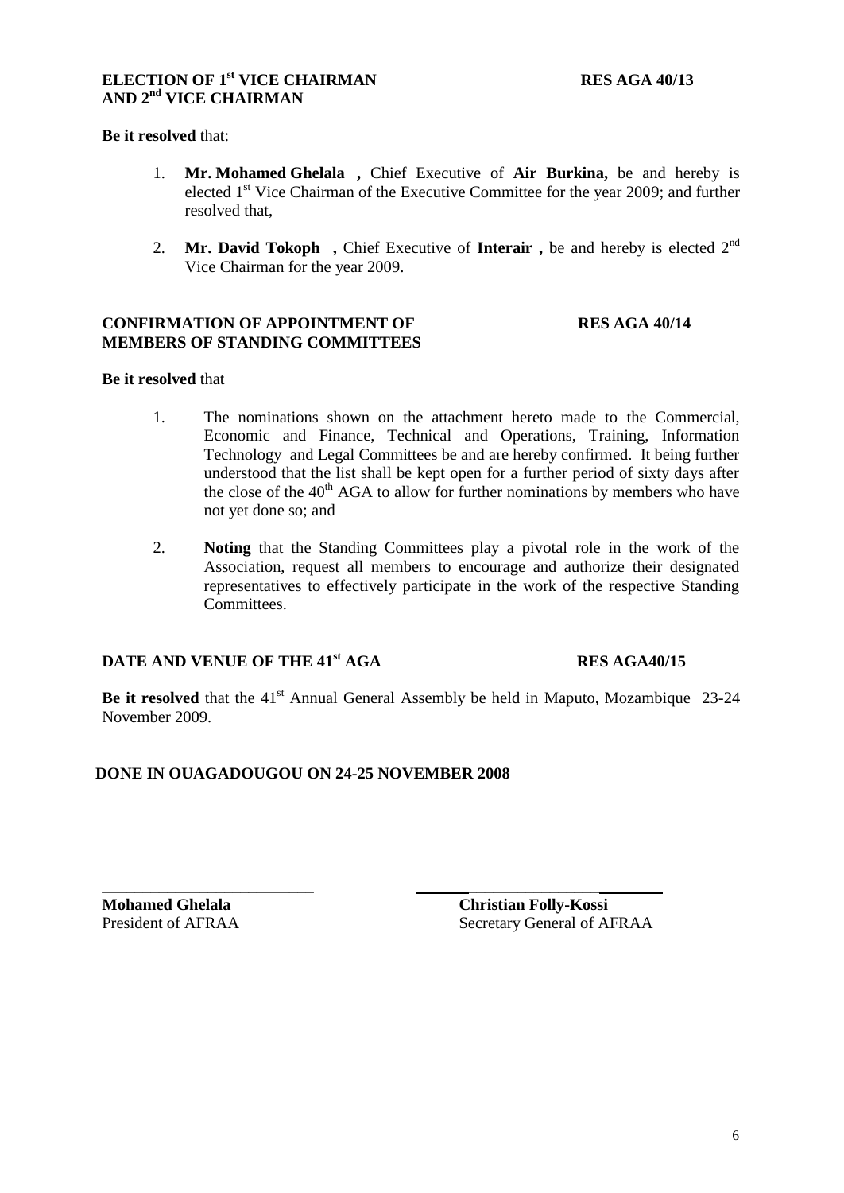**ELECTION OF 1st VICE CHAIRMAN AND 2nd VICE CHAIRMAN** **RES AGA 40/13**

**Be it resolved** that:

1. **Mr. Mohamed Ghelala ,** Chief Executive of **Air Burkina,** be and hereby is elected 1st Vice Chairman of the Executive Committee for the year 2009; and further resolved that,

2. **Mr. David Tokoph ,** Chief Executive of **Interair ,** be and hereby is elected 2nd Vice Chairman for the year 2009.

**CONFIRMATION OF APPOINTMENT OF MEMBERS OF STANDING COMMITTEES** **RES AGA 40/14**

**Be it resolved** that

1. The nominations shown on the attachment hereto made to the Commercial, Economic and Finance, Technical and Operations, Training, Information Technology and Legal Committees be and are hereby confirmed. It being further understood that the list shall be kept open for a further period of sixty days after the close of the 40th AGA to allow for further nominations by members who have not yet done so; and

2. **Noting** that the Standing Committees play a pivotal role in the work of the Association, request all members to encourage and authorize their designated representatives to effectively participate in the work of the respective Standing Committees.

**DATE AND VENUE OF THE 41st AGA** **RES AGA40/15**

**Be it resolved** that the 41st Annual General Assembly be held in Maputo, Mozambique 23-24 November 2009.

**DONE IN OUAGADOUGOU ON 24-25 NOVEMBER 2008**

**Mohamed Ghelala**
President of AFRAA

**Christian Folly-Kossi**
Secretary General of AFRAA